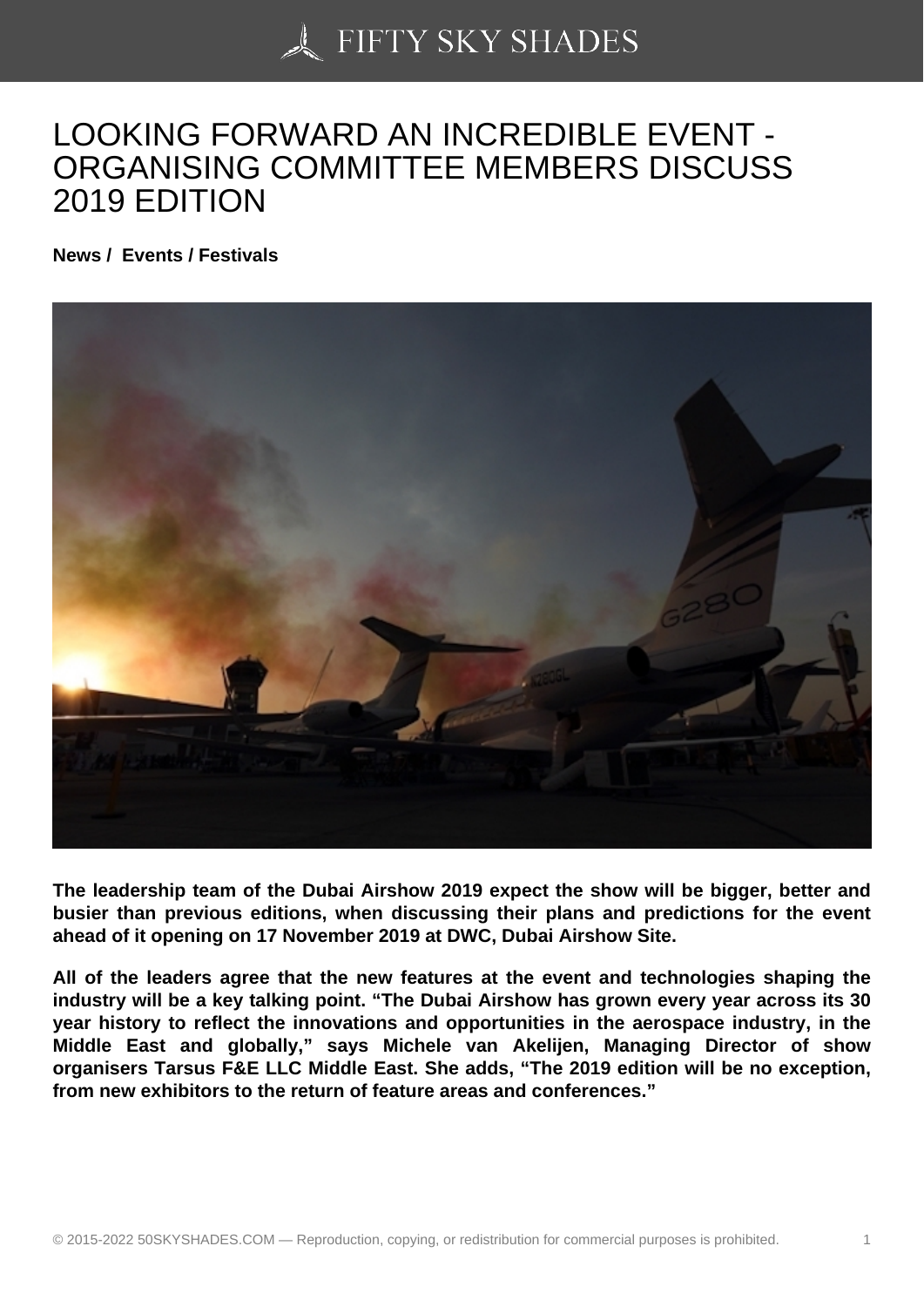# LOOKING FORWARD AN INCREDIBLE EVENT - ORGANISING COMMITTEE MEMBERS DISCUSS 2019 EDITION

**News / Events / Festivals**

**The leadership team of the Dubai Airshow 2019 expect the show will be bigger, better and busier than previous editions, when discussing their plans and predictions for the event ahead of it opening on 17 November 2019 at DWC, Dubai Airshow Site.**

**All of the leaders agree that the new features at the event and technologies shaping the industry will be a key talking point. "The Dubai Airshow has grown every year across its 30 year history to reflect the innovations and opportunities in the aerospace industry, in the Middle East and globally," says Michele van Akelijen, Managing Director of show organisers Tarsus F&E LLC Middle East. She adds, "The 2019 edition will be no exception, from new exhibitors to the return of feature areas and conferences."**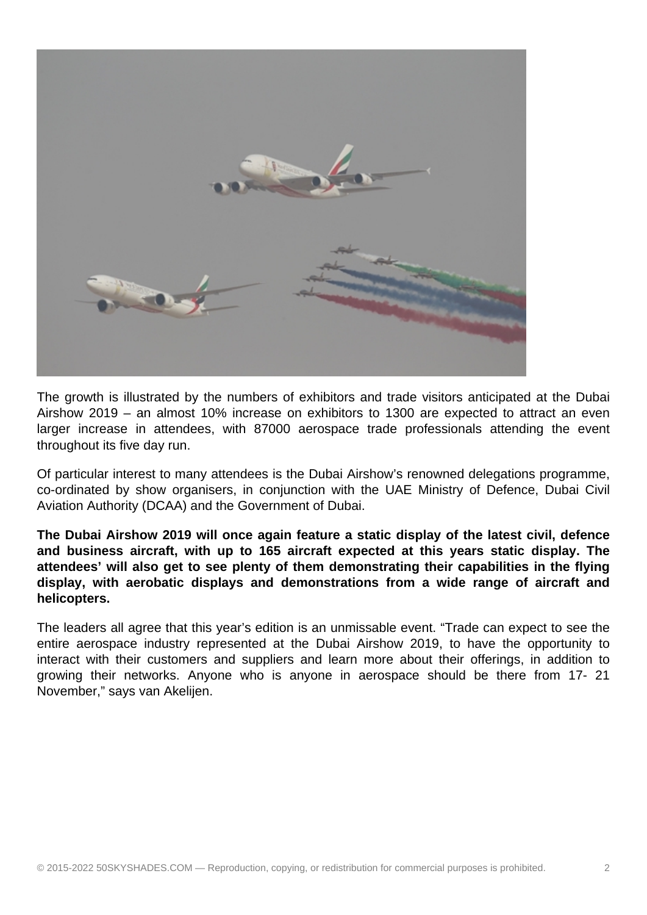The growth is illustrated by the numbers of exhibitors and trade visitors anticipated at the Dubai Airshow 2019 – an almost 10% increase on exhibitors to 1300 are expected to attract an even larger increase in attendees, with 87000 aerospace trade professionals attending the event throughout its five day run.

Of particular interest to many attendees is the Dubai Airshow's renowned delegations programme, co-ordinated by show organisers, in conjunction with the UAE Ministry of Defence, Dubai Civil Aviation Authority (DCAA) and the Government of Dubai.

**The Dubai Airshow 2019 will once again feature a static display of the latest civil, defence and business aircraft, with up to 165 aircraft expected at this years static display. The attendees' will also get to see plenty of them demonstrating their capabilities in the flying display, with aerobatic displays and demonstrations from a wide range of aircraft and helicopters.**

The leaders all agree that this year's edition is an unmissable event. "Trade can expect to see the entire aerospace industry represented at the Dubai Airshow 2019, to have the opportunity to interact with their customers and suppliers and learn more about their offerings, in addition to growing their networks. Anyone who is anyone in aerospace should be there from 17- 21 November," says van Akelijen.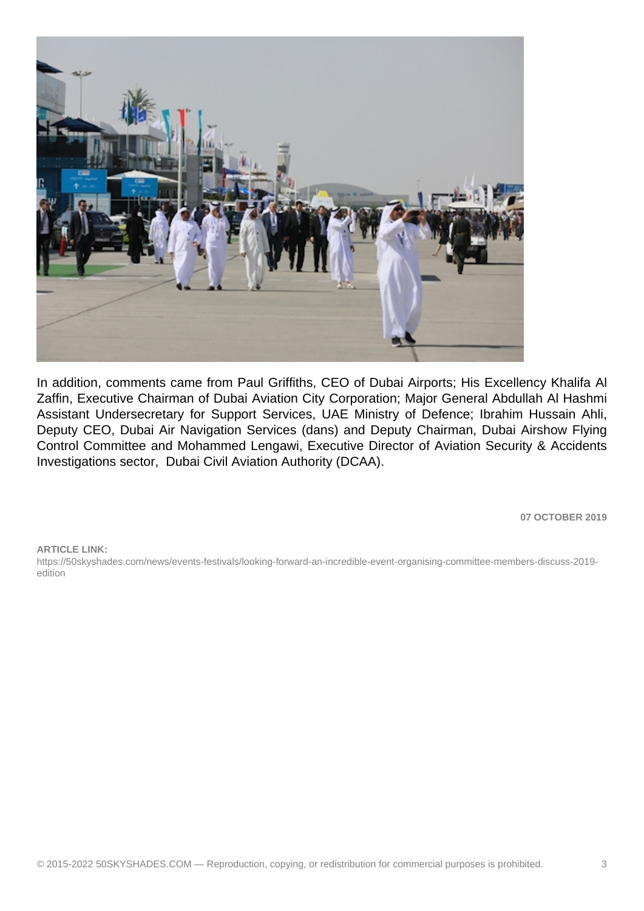In addition, comments came from Paul Griffiths, CEO of Dubai Airports; His Excellency Khalifa Al Zaffin, Executive Chairman of Dubai Aviation City Corporation; Major General Abdullah Al Hashmi Assistant Undersecretary for Support Services, UAE Ministry of Defence; Ibrahim Hussain Ahli, Deputy CEO, Dubai Air Navigation Services (dans) and Deputy Chairman, Dubai Airshow Flying Control Committee and Mohammed Lengawi, Executive Director of Aviation Security & Accidents Investigations sector, Dubai Civil Aviation Authority (DCAA).

**07 OCTOBER 2019**

**ARTICLE LINK:**
https://50skyshades.com/news/events-festivals/looking-forward-an-incredible-event-organising-committee-members-discuss-2019-edition